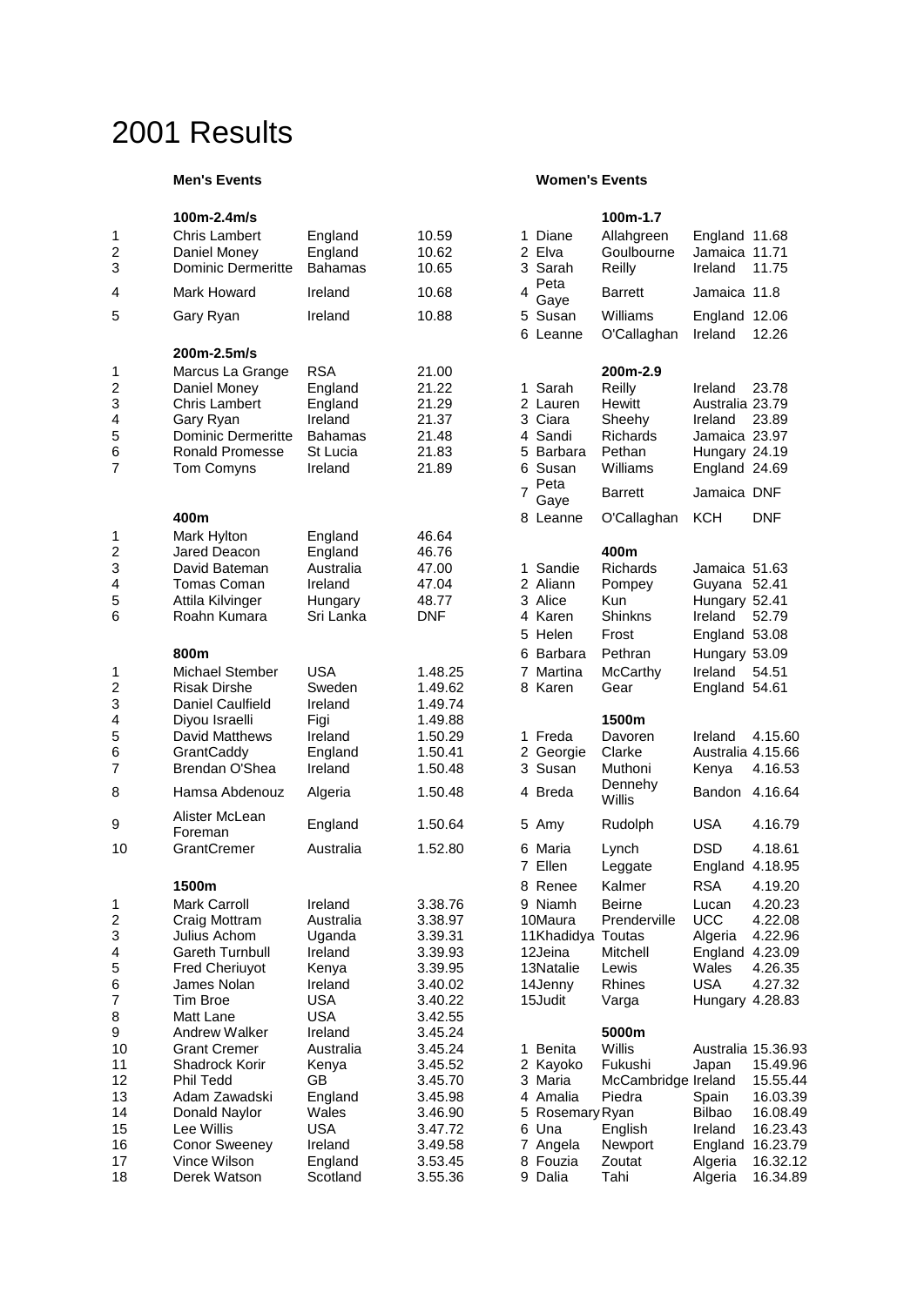# 2001 Results

## Men's Events

### 100m-2.4m/s

| | | | |
|---|---|---|---|
| 1 | Chris Lambert | England | 10.59 |
| 2 | Daniel Money | England | 10.62 |
| 3 | Dominic Dermeritte | Bahamas | 10.65 |
| 4 | Mark Howard | Ireland | 10.68 |
| 5 | Gary Ryan | Ireland | 10.88 |

### 200m-2.5m/s

| | | | |
|---|---|---|---|
| 1 | Marcus La Grange | RSA | 21.00 |
| 2 | Daniel Money | England | 21.22 |
| 3 | Chris Lambert | England | 21.29 |
| 4 | Gary Ryan | Ireland | 21.37 |
| 5 | Dominic Dermeritte | Bahamas | 21.48 |
| 6 | Ronald Promesse | St Lucia | 21.83 |
| 7 | Tom Comyns | Ireland | 21.89 |

### 400m

| | | | |
|---|---|---|---|
| 1 | Mark Hylton | England | 46.64 |
| 2 | Jared Deacon | England | 46.76 |
| 3 | David Bateman | Australia | 47.00 |
| 4 | Tomas Coman | Ireland | 47.04 |
| 5 | Attila Kilvinger | Hungary | 48.77 |
| 6 | Roahn Kumara | Sri Lanka | DNF |

### 800m

| | | | |
|---|---|---|---|
| 1 | Michael Stember | USA | 1.48.25 |
| 2 | Risak Dirshe | Sweden | 1.49.62 |
| 3 | Daniel Caulfield | Ireland | 1.49.74 |
| 4 | Diyou Israelli | Figi | 1.49.88 |
| 5 | David Matthews | Ireland | 1.50.29 |
| 6 | GrantCaddy | England | 1.50.41 |
| 7 | Brendan O'Shea | Ireland | 1.50.48 |
| 8 | Hamsa Abdenouz | Algeria | 1.50.48 |
| 9 | Alister McLean Foreman | England | 1.50.64 |
| 10 | GrantCremer | Australia | 1.52.80 |

### 1500m

| | | | |
|---|---|---|---|
| 1 | Mark Carroll | Ireland | 3.38.76 |
| 2 | Craig Mottram | Australia | 3.38.97 |
| 3 | Julius Achom | Uganda | 3.39.31 |
| 4 | Gareth Turnbull | Ireland | 3.39.93 |
| 5 | Fred Cheriuyot | Kenya | 3.39.95 |
| 6 | James Nolan | Ireland | 3.40.02 |
| 7 | Tim Broe | USA | 3.40.22 |
| 8 | Matt Lane | USA | 3.42.55 |
| 9 | Andrew Walker | Ireland | 3.45.24 |
| 10 | Grant Cremer | Australia | 3.45.24 |
| 11 | Shadrock Korir | Kenya | 3.45.52 |
| 12 | Phil Tedd | GB | 3.45.70 |
| 13 | Adam Zawadski | England | 3.45.98 |
| 14 | Donald Naylor | Wales | 3.46.90 |
| 15 | Lee Willis | USA | 3.47.72 |
| 16 | Conor Sweeney | Ireland | 3.49.58 |
| 17 | Vince Wilson | England | 3.53.45 |
| 18 | Derek Watson | Scotland | 3.55.36 |

## Women's Events

### 100m-1.7

| | | | | |
|---|---|---|---|---|
| 1 | Diane | Allahgreen | England | 11.68 |
| 2 | Elva | Goulbourne | Jamaica | 11.71 |
| 3 | Sarah | Reilly | Ireland | 11.75 |
| 4 | Peta Gaye | Barrett | Jamaica | 11.8 |
| 5 | Susan | Williams | England | 12.06 |
| 6 | Leanne | O'Callaghan | Ireland | 12.26 |

### 200m-2.9

| | | | | |
|---|---|---|---|---|
| 1 | Sarah | Reilly | Ireland | 23.78 |
| 2 | Lauren | Hewitt | Australia | 23.79 |
| 3 | Ciara | Sheehy | Ireland | 23.89 |
| 4 | Sandi | Richards | Jamaica | 23.97 |
| 5 | Barbara | Pethan | Hungary | 24.19 |
| 6 | Susan | Williams | England | 24.69 |
| 7 | Peta Gaye | Barrett | Jamaica | DNF |
| 8 | Leanne | O'Callaghan | KCH | DNF |

### 400m

| | | | | |
|---|---|---|---|---|
| 1 | Sandie | Richards | Jamaica | 51.63 |
| 2 | Aliann | Pompey | Guyana | 52.41 |
| 3 | Alice | Kun | Hungary | 52.41 |
| 4 | Karen | Shinkns | Ireland | 52.79 |
| 5 | Helen | Frost | England | 53.08 |
| 6 | Barbara | Pethran | Hungary | 53.09 |
| 7 | Martina | McCarthy | Ireland | 54.51 |
| 8 | Karen | Gear | England | 54.61 |

### 1500m

| | | | | |
|---|---|---|---|---|
| 1 | Freda | Davoren | Ireland | 4.15.60 |
| 2 | Georgie | Clarke | Australia | 4.15.66 |
| 3 | Susan | Muthoni | Kenya | 4.16.53 |
| 4 | Breda | Dennehy Willis | Bandon | 4.16.64 |
| 5 | Amy | Rudolph | USA | 4.16.79 |
| 6 | Maria | Lynch | DSD | 4.18.61 |
| 7 | Ellen | Leggate | England | 4.18.95 |
| 8 | Renee | Kalmer | RSA | 4.19.20 |
| 9 | Niamh | Beirne | Lucan | 4.20.23 |
| 10 | Maura | Prenderville | UCC | 4.22.08 |
| 11 | Khadidya | Toutas | Algeria | 4.22.96 |
| 12 | Jeina | Mitchell | England | 4.23.09 |
| 13 | Natalie | Lewis | Wales | 4.26.35 |
| 14 | Jenny | Rhines | USA | 4.27.32 |
| 15 | Judit | Varga | Hungary | 4.28.83 |

### 5000m

| | | | | |
|---|---|---|---|---|
| 1 | Benita | Willis | Australia | 15.36.93 |
| 2 | Kayoko | Fukushi | Japan | 15.49.96 |
| 3 | Maria | McCambridge | Ireland | 15.55.44 |
| 4 | Amalia | Piedra | Spain | 16.03.39 |
| 5 | Rosemary | Ryan | Bilbao | 16.08.49 |
| 6 | Una | English | Ireland | 16.23.43 |
| 7 | Angela | Newport | England | 16.23.79 |
| 8 | Fouzia | Zoutat | Algeria | 16.32.12 |
| 9 | Dalia | Tahi | Algeria | 16.34.89 |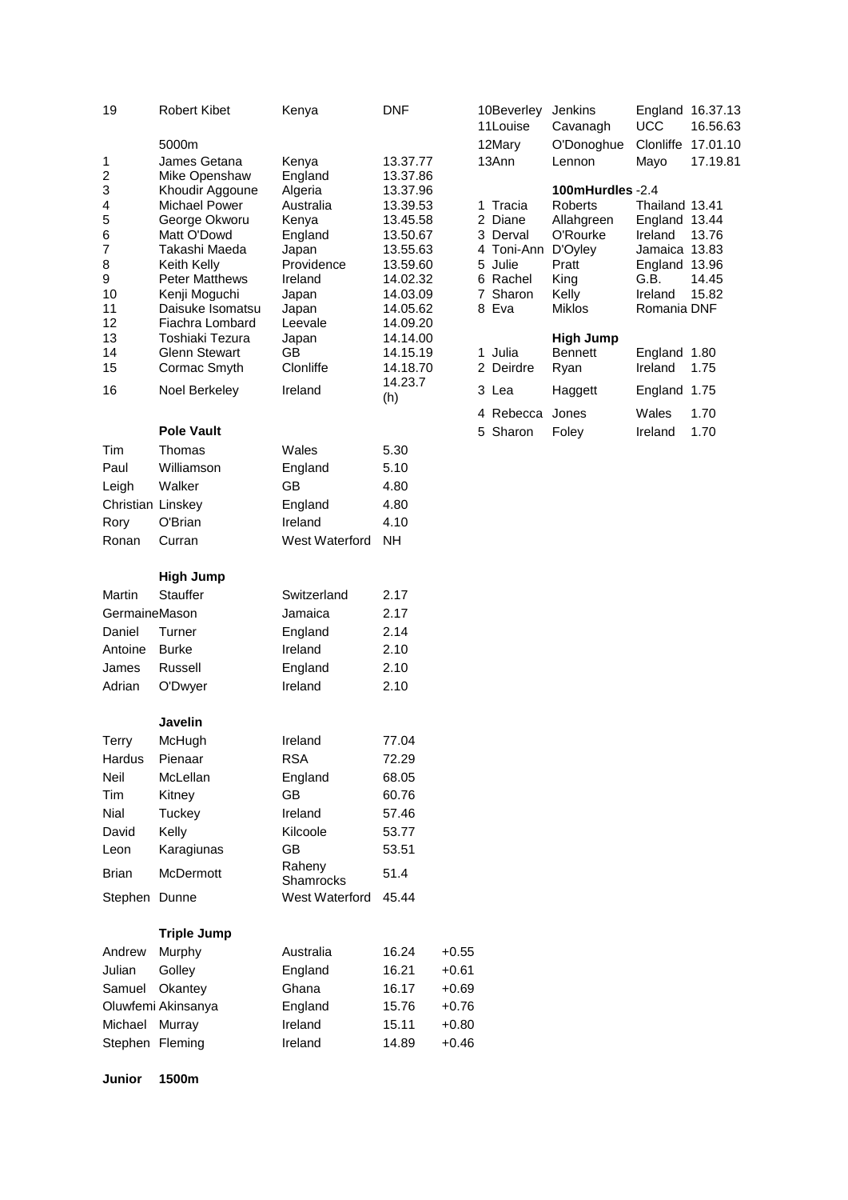| | | | |
|---|---|---|---|
| 19 | Robert Kibet | Kenya | DNF |

### 5000m

| | | | |
|---|---|---|---|
| 1 | James Getana | Kenya | 13.37.77 |
| 2 | Mike Openshaw | England | 13.37.86 |
| 3 | Khoudir Aggoune | Algeria | 13.37.96 |
| 4 | Michael Power | Australia | 13.39.53 |
| 5 | George Okworu | Kenya | 13.45.58 |
| 6 | Matt O'Dowd | England | 13.50.67 |
| 7 | Takashi Maeda | Japan | 13.55.63 |
| 8 | Keith Kelly | Providence | 13.59.60 |
| 9 | Peter Matthews | Ireland | 14.02.32 |
| 10 | Kenji Moguchi | Japan | 14.03.09 |
| 11 | Daisuke Isomatsu | Japan | 14.05.62 |
| 12 | Fiachra Lombard | Leevale | 14.09.20 |
| 13 | Toshiaki Tezura | Japan | 14.14.00 |
| 14 | Glenn Stewart | GB | 14.15.19 |
| 15 | Cormac Smyth | Clonliffe | 14.18.70 |
| 16 | Noel Berkeley | Ireland | 14.23.7 (h) |

### Pole Vault

| | | | |
|---|---|---|---|
| Tim | Thomas | Wales | 5.30 |
| Paul | Williamson | England | 5.10 |
| Leigh | Walker | GB | 4.80 |
| Christian | Linskey | England | 4.80 |
| Rory | O'Brian | Ireland | 4.10 |
| Ronan | Curran | West Waterford | NH |

### High Jump

| | | | |
|---|---|---|---|
| Martin | Stauffer | Switzerland | 2.17 |
| Germaine | Mason | Jamaica | 2.17 |
| Daniel | Turner | England | 2.14 |
| Antoine | Burke | Ireland | 2.10 |
| James | Russell | England | 2.10 |
| Adrian | O'Dwyer | Ireland | 2.10 |

### Javelin

| | | | |
|---|---|---|---|
| Terry | McHugh | Ireland | 77.04 |
| Hardus | Pienaar | RSA | 72.29 |
| Neil | McLellan | England | 68.05 |
| Tim | Kitney | GB | 60.76 |
| Nial | Tuckey | Ireland | 57.46 |
| David | Kelly | Kilcoole | 53.77 |
| Leon | Karagiunas | GB | 53.51 |
| Brian | McDermott | Raheny Shamrocks | 51.4 |
| Stephen | Dunne | West Waterford | 45.44 |

### Triple Jump

| | | | | |
|---|---|---|---|---|
| Andrew | Murphy | Australia | 16.24 | +0.55 |
| Julian | Golley | England | 16.21 | +0.61 |
| Samuel | Okantey | Ghana | 16.17 | +0.69 |
| Oluwfemi | Akinsanya | England | 15.76 | +0.76 |
| Michael | Murray | Ireland | 15.11 | +0.80 |
| Stephen | Fleming | Ireland | 14.89 | +0.46 |

**Junior 1500m**

| | | | | |
|---|---|---|---|---|
| 10 | Beverley | Jenkins | England | 16.37.13 |
| 11 | Louise | Cavanagh | UCC | 16.56.63 |
| 12 | Mary | O'Donoghue | Clonliffe | 17.01.10 |
| 13 | Ann | Lennon | Mayo | 17.19.81 |

### 100mHurdles -2.4

| | | | | |
|---|---|---|---|---|
| 1 | Tracia | Roberts | Thailand | 13.41 |
| 2 | Diane | Allahgreen | England | 13.44 |
| 3 | Derval | O'Rourke | Ireland | 13.76 |
| 4 | Toni-Ann | D'Oyley | Jamaica | 13.83 |
| 5 | Julie | Pratt | England | 13.96 |
| 6 | Rachel | King | G.B. | 14.45 |
| 7 | Sharon | Kelly | Ireland | 15.82 |
| 8 | Eva | Miklos | Romania | DNF |

### High Jump

| | | | | |
|---|---|---|---|---|
| 1 | Julia | Bennett | England | 1.80 |
| 2 | Deirdre | Ryan | Ireland | 1.75 |
| 3 | Lea | Haggett | England | 1.75 |
| 4 | Rebecca | Jones | Wales | 1.70 |
| 5 | Sharon | Foley | Ireland | 1.70 |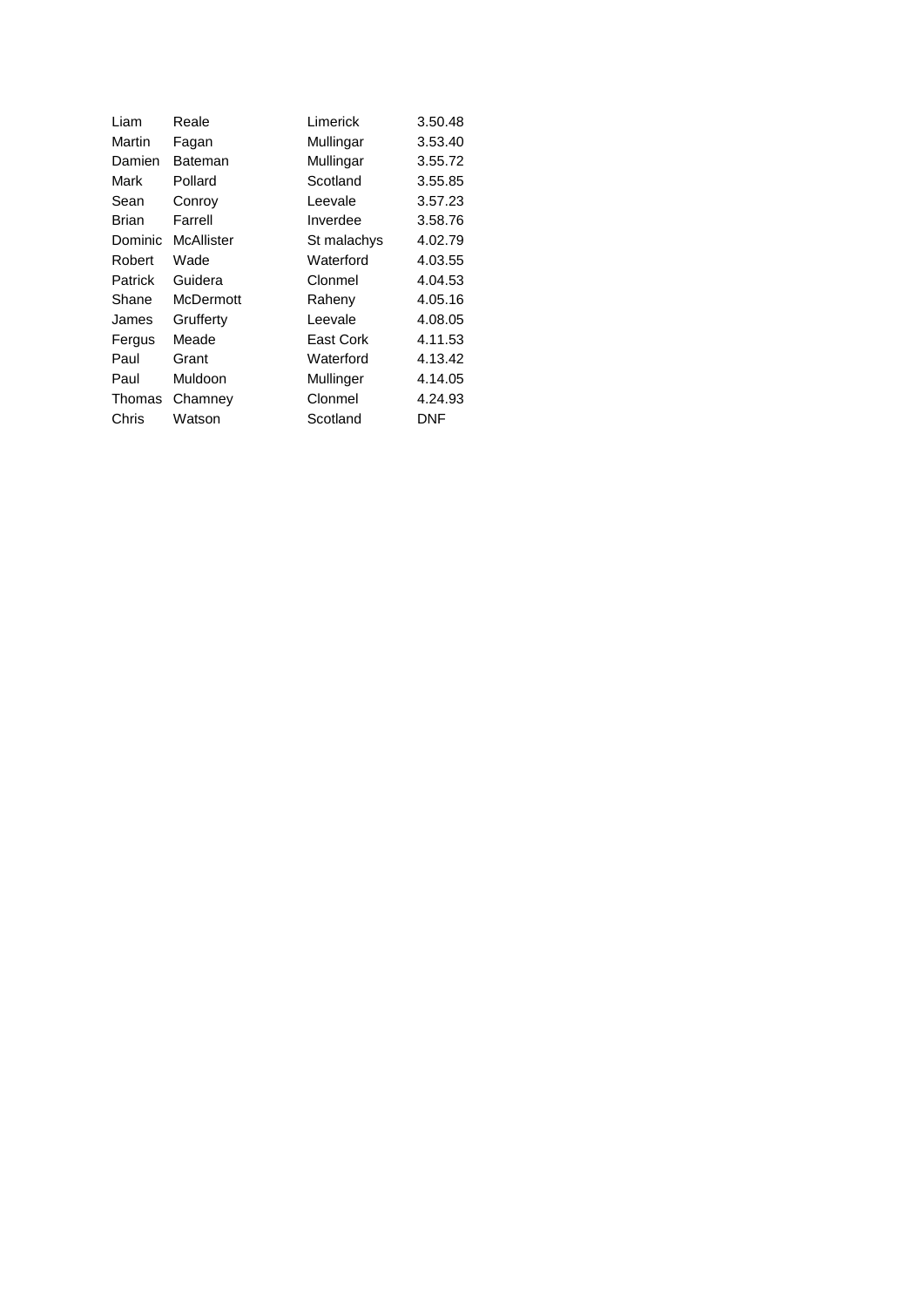| | | | |
|---|---|---|---|
| Liam | Reale | Limerick | 3.50.48 |
| Martin | Fagan | Mullingar | 3.53.40 |
| Damien | Bateman | Mullingar | 3.55.72 |
| Mark | Pollard | Scotland | 3.55.85 |
| Sean | Conroy | Leevale | 3.57.23 |
| Brian | Farrell | Inverdee | 3.58.76 |
| Dominic | McAllister | St malachys | 4.02.79 |
| Robert | Wade | Waterford | 4.03.55 |
| Patrick | Guidera | Clonmel | 4.04.53 |
| Shane | McDermott | Raheny | 4.05.16 |
| James | Grufferty | Leevale | 4.08.05 |
| Fergus | Meade | East Cork | 4.11.53 |
| Paul | Grant | Waterford | 4.13.42 |
| Paul | Muldoon | Mullinger | 4.14.05 |
| Thomas | Chamney | Clonmel | 4.24.93 |
| Chris | Watson | Scotland | DNF |